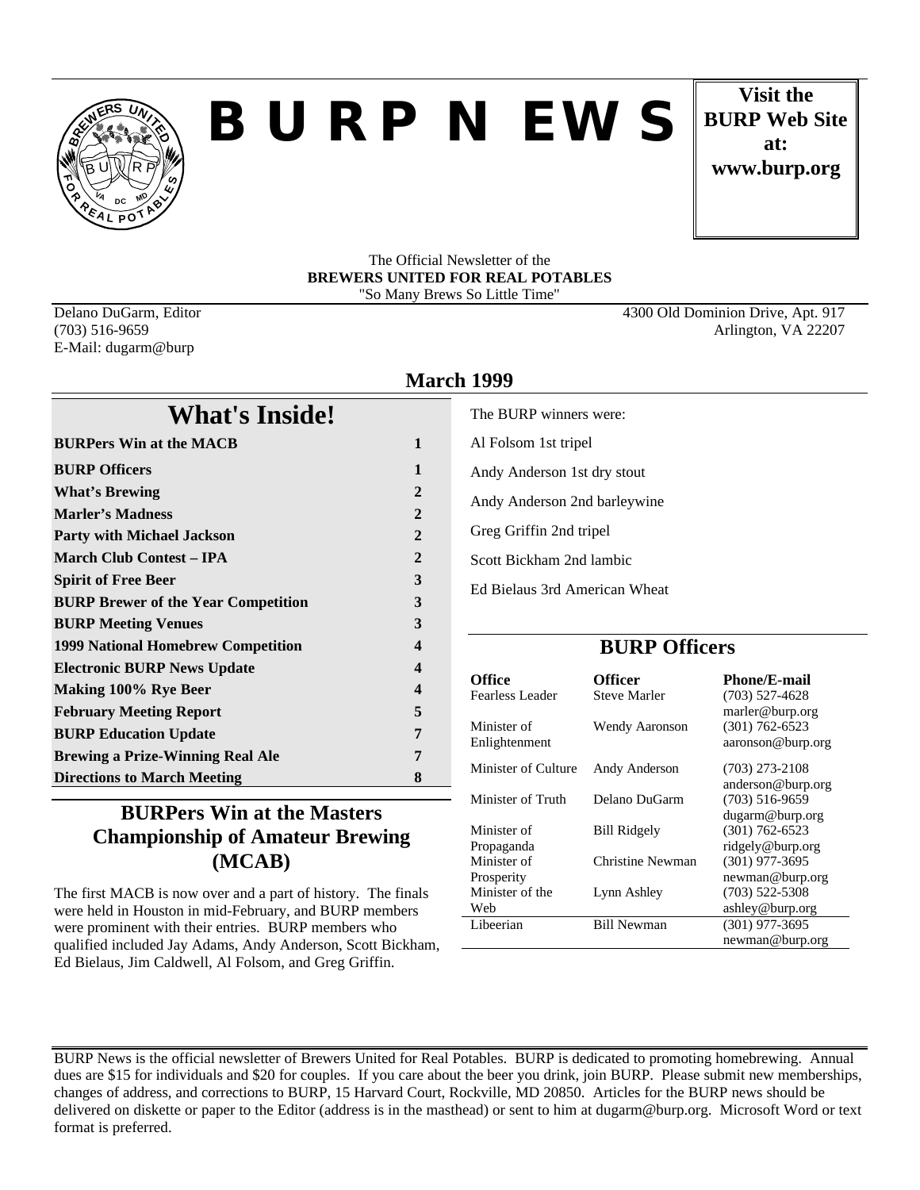# B U R P N EWS

**Visit the BURP Web Site at: www.burp.org**

The Official Newsletter of the
**BREWERS UNITED FOR REAL POTABLES**
"So Many Brews So Little Time"

Delano DuGarm, Editor
(703) 516-9659
E-Mail: dugarm@burp

4300 Old Dominion Drive, Apt. 917
Arlington, VA 22207

## March 1999

## What's Inside!

| | |
|---|---|
| **BURPers Win at the MACB** | **1** |
| **BURP Officers** | **1** |
| **What's Brewing** | **2** |
| **Marler's Madness** | **2** |
| **Party with Michael Jackson** | **2** |
| **March Club Contest – IPA** | **2** |
| **Spirit of Free Beer** | **3** |
| **BURP Brewer of the Year Competition** | **3** |
| **BURP Meeting Venues** | **3** |
| **1999 National Homebrew Competition** | **4** |
| **Electronic BURP News Update** | **4** |
| **Making 100% Rye Beer** | **4** |
| **February Meeting Report** | **5** |
| **BURP Education Update** | **7** |
| **Brewing a Prize-Winning Real Ale** | **7** |
| **Directions to March Meeting** | **8** |

## BURPers Win at the Masters Championship of Amateur Brewing (MCAB)

The first MACB is now over and a part of history. The finals were held in Houston in mid-February, and BURP members were prominent with their entries. BURP members who qualified included Jay Adams, Andy Anderson, Scott Bickham, Ed Bielaus, Jim Caldwell, Al Folsom, and Greg Griffin.

The BURP winners were:

Al Folsom 1st tripel

Andy Anderson 1st dry stout

Andy Anderson 2nd barleywine

Greg Griffin 2nd tripel

Scott Bickham 2nd lambic

Ed Bielaus 3rd American Wheat

## BURP Officers

| Office | Officer | Phone/E-mail |
|---|---|---|
| Fearless Leader | Steve Marler | (703) 527-4628 marler@burp.org |
| Minister of Enlightenment | Wendy Aaronson | (301) 762-6523 aaronson@burp.org |
| Minister of Culture | Andy Anderson | (703) 273-2108 anderson@burp.org |
| Minister of Truth | Delano DuGarm | (703) 516-9659 dugarm@burp.org |
| Minister of Propaganda | Bill Ridgely | (301) 762-6523 ridgely@burp.org |
| Minister of Prosperity | Christine Newman | (301) 977-3695 newman@burp.org |
| Minister of the Web | Lynn Ashley | (703) 522-5308 ashley@burp.org |
| Libeerian | Bill Newman | (301) 977-3695 newman@burp.org |

BURP News is the official newsletter of Brewers United for Real Potables. BURP is dedicated to promoting homebrewing. Annual dues are $15 for individuals and $20 for couples. If you care about the beer you drink, join BURP. Please submit new memberships, changes of address, and corrections to BURP, 15 Harvard Court, Rockville, MD 20850. Articles for the BURP news should be delivered on diskette or paper to the Editor (address is in the masthead) or sent to him at dugarm@burp.org. Microsoft Word or text format is preferred.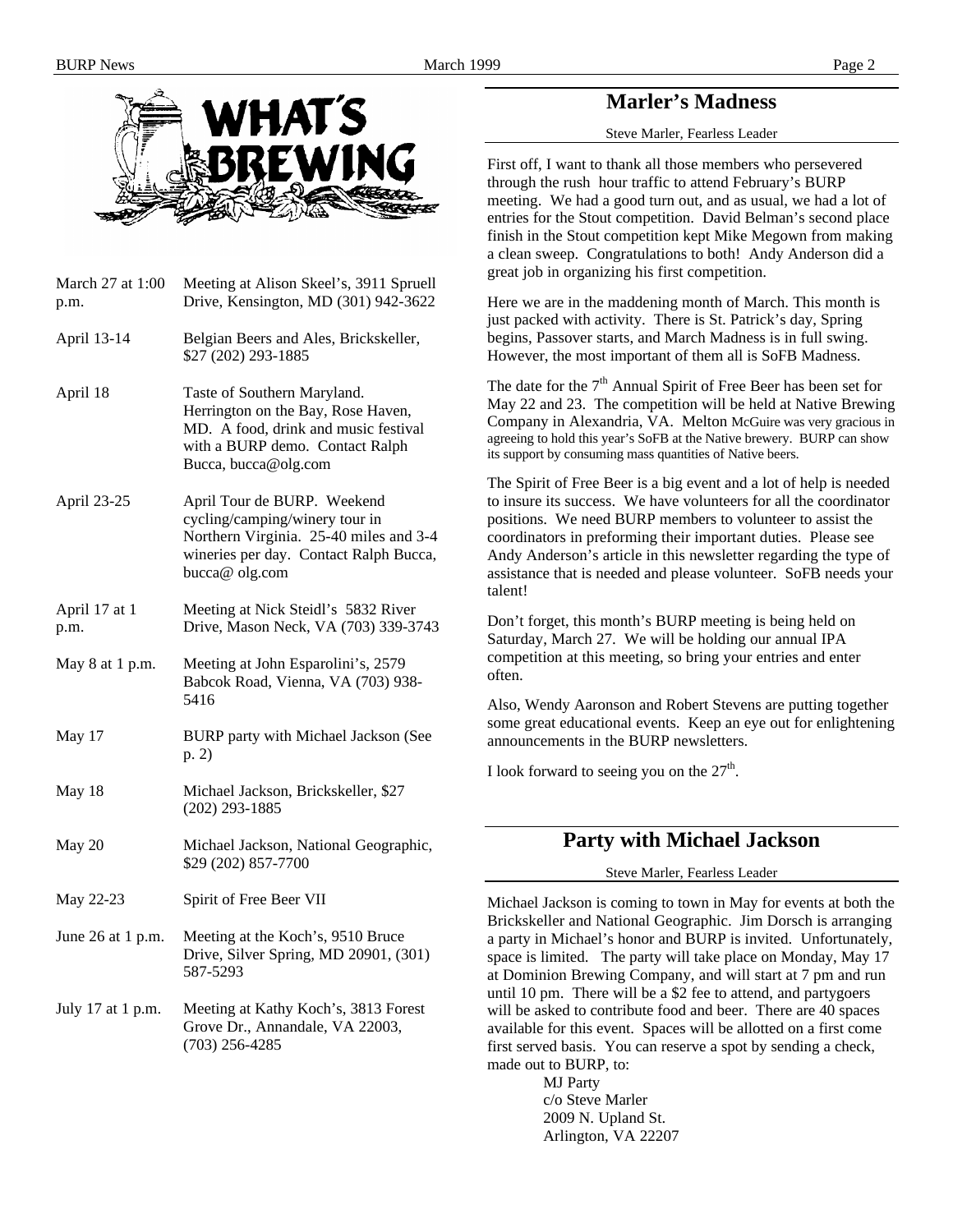## What's Brewing

| Date | Event |
| --- | --- |
| March 27 at 1:00 p.m. | Meeting at Alison Skeel's, 3911 Spruell Drive, Kensington, MD (301) 942-3622 |
| April 13-14 | Belgian Beers and Ales, Brickskeller, $27 (202) 293-1885 |
| April 18 | Taste of Southern Maryland. Herrington on the Bay, Rose Haven, MD. A food, drink and music festival with a BURP demo. Contact Ralph Bucca, bucca@olg.com |
| April 23-25 | April Tour de BURP. Weekend cycling/camping/winery tour in Northern Virginia. 25-40 miles and 3-4 wineries per day. Contact Ralph Bucca, bucca@ olg.com |
| April 17 at 1 p.m. | Meeting at Nick Steidl's 5832 River Drive, Mason Neck, VA (703) 339-3743 |
| May 8 at 1 p.m. | Meeting at John Esparolini's, 2579 Babcok Road, Vienna, VA (703) 938-5416 |
| May 17 | BURP party with Michael Jackson (See p. 2) |
| May 18 | Michael Jackson, Brickskeller, $27 (202) 293-1885 |
| May 20 | Michael Jackson, National Geographic, $29 (202) 857-7700 |
| May 22-23 | Spirit of Free Beer VII |
| June 26 at 1 p.m. | Meeting at the Koch's, 9510 Bruce Drive, Silver Spring, MD 20901, (301) 587-5293 |
| July 17 at 1 p.m. | Meeting at Kathy Koch's, 3813 Forest Grove Dr., Annandale, VA 22003, (703) 256-4285 |

## Marler's Madness

Steve Marler, Fearless Leader

First off, I want to thank all those members who persevered through the rush hour traffic to attend February's BURP meeting. We had a good turn out, and as usual, we had a lot of entries for the Stout competition. David Belman's second place finish in the Stout competition kept Mike Megown from making a clean sweep. Congratulations to both! Andy Anderson did a great job in organizing his first competition.

Here we are in the maddening month of March. This month is just packed with activity. There is St. Patrick's day, Spring begins, Passover starts, and March Madness is in full swing. However, the most important of them all is SoFB Madness.

The date for the 7th Annual Spirit of Free Beer has been set for May 22 and 23. The competition will be held at Native Brewing Company in Alexandria, VA. Melton McGuire was very gracious in agreeing to hold this year's SoFB at the Native brewery. BURP can show its support by consuming mass quantities of Native beers.

The Spirit of Free Beer is a big event and a lot of help is needed to insure its success. We have volunteers for all the coordinator positions. We need BURP members to volunteer to assist the coordinators in preforming their important duties. Please see Andy Anderson's article in this newsletter regarding the type of assistance that is needed and please volunteer. SoFB needs your talent!

Don't forget, this month's BURP meeting is being held on Saturday, March 27. We will be holding our annual IPA competition at this meeting, so bring your entries and enter often.

Also, Wendy Aaronson and Robert Stevens are putting together some great educational events. Keep an eye out for enlightening announcements in the BURP newsletters.

I look forward to seeing you on the 27th.

## Party with Michael Jackson

Steve Marler, Fearless Leader

Michael Jackson is coming to town in May for events at both the Brickskeller and National Geographic. Jim Dorsch is arranging a party in Michael's honor and BURP is invited. Unfortunately, space is limited. The party will take place on Monday, May 17 at Dominion Brewing Company, and will start at 7 pm and run until 10 pm. There will be a $2 fee to attend, and partygoers will be asked to contribute food and beer. There are 40 spaces available for this event. Spaces will be allotted on a first come first served basis. You can reserve a spot by sending a check, made out to BURP, to:

MJ Party
c/o Steve Marler
2009 N. Upland St.
Arlington, VA 22207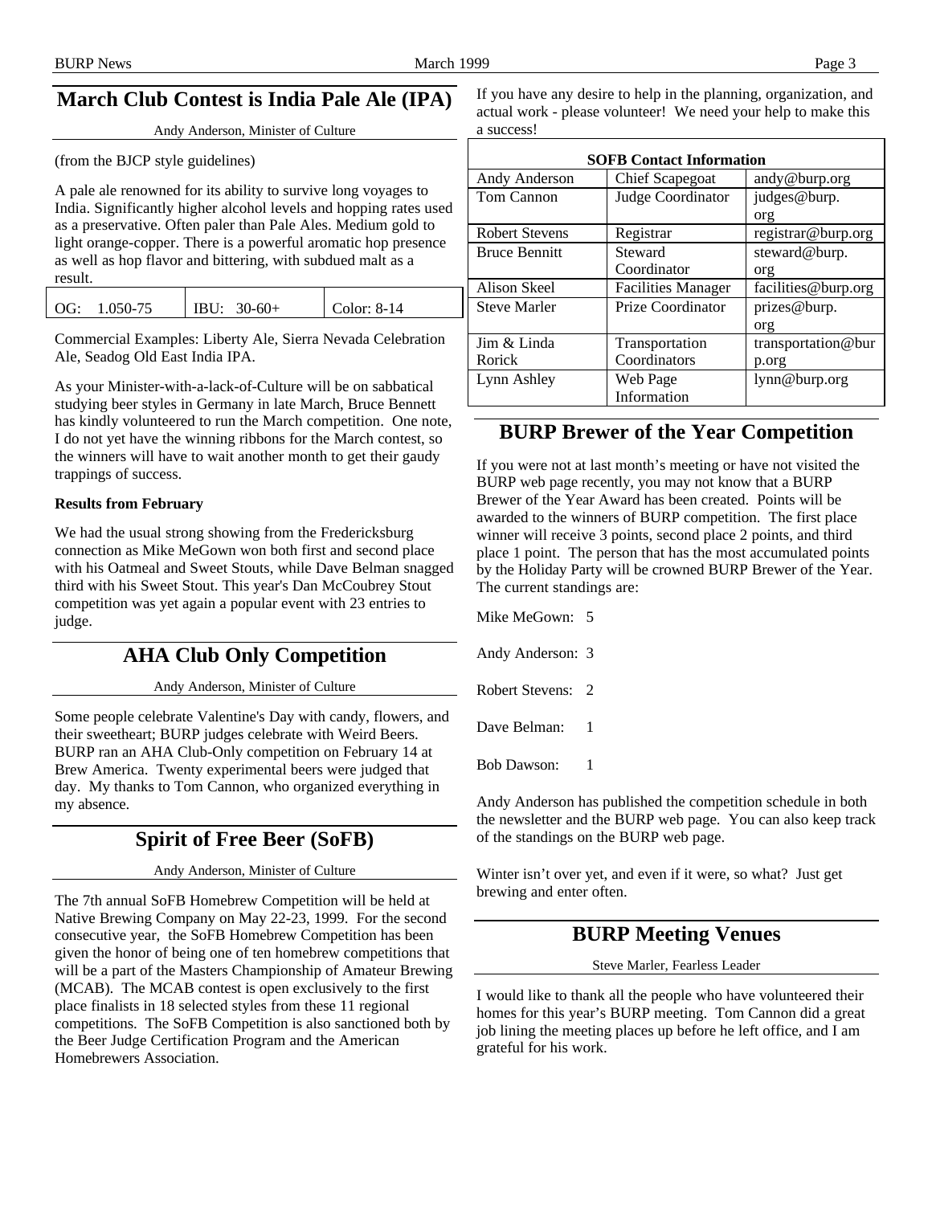## March Club Contest is India Pale Ale (IPA)

Andy Anderson, Minister of Culture

(from the BJCP style guidelines)

A pale ale renowned for its ability to survive long voyages to India. Significantly higher alcohol levels and hopping rates used as a preservative. Often paler than Pale Ales. Medium gold to light orange-copper. There is a powerful aromatic hop presence as well as hop flavor and bittering, with subdued malt as a result.

| OG: 1.050-75 | IBU: 30-60+ | Color: 8-14 |
|---|---|---|

Commercial Examples: Liberty Ale, Sierra Nevada Celebration Ale, Seadog Old East India IPA.

As your Minister-with-a-lack-of-Culture will be on sabbatical studying beer styles in Germany in late March, Bruce Bennett has kindly volunteered to run the March competition. One note, I do not yet have the winning ribbons for the March contest, so the winners will have to wait another month to get their gaudy trappings of success.

**Results from February**

We had the usual strong showing from the Fredericksburg connection as Mike MeGown won both first and second place with his Oatmeal and Sweet Stouts, while Dave Belman snagged third with his Sweet Stout. This year's Dan McCoubrey Stout competition was yet again a popular event with 23 entries to judge.

## AHA Club Only Competition

Andy Anderson, Minister of Culture

Some people celebrate Valentine's Day with candy, flowers, and their sweetheart; BURP judges celebrate with Weird Beers. BURP ran an AHA Club-Only competition on February 14 at Brew America. Twenty experimental beers were judged that day. My thanks to Tom Cannon, who organized everything in my absence.

## Spirit of Free Beer (SoFB)

Andy Anderson, Minister of Culture

The 7th annual SoFB Homebrew Competition will be held at Native Brewing Company on May 22-23, 1999. For the second consecutive year, the SoFB Homebrew Competition has been given the honor of being one of ten homebrew competitions that will be a part of the Masters Championship of Amateur Brewing (MCAB). The MCAB contest is open exclusively to the first place finalists in 18 selected styles from these 11 regional competitions. The SoFB Competition is also sanctioned both by the Beer Judge Certification Program and the American Homebrewers Association.

If you have any desire to help in the planning, organization, and actual work - please volunteer! We need your help to make this a success!

| SOFB Contact Information | | |
|---|---|---|
| Andy Anderson | Chief Scapegoat | andy@burp.org |
| Tom Cannon | Judge Coordinator | judges@burp.org |
| Robert Stevens | Registrar | registrar@burp.org |
| Bruce Bennitt | Steward Coordinator | steward@burp.org |
| Alison Skeel | Facilities Manager | facilities@burp.org |
| Steve Marler | Prize Coordinator | prizes@burp.org |
| Jim & Linda Rorick | Transportation Coordinators | transportation@burp.org |
| Lynn Ashley | Web Page Information | lynn@burp.org |

## BURP Brewer of the Year Competition

If you were not at last month's meeting or have not visited the BURP web page recently, you may not know that a BURP Brewer of the Year Award has been created. Points will be awarded to the winners of BURP competition. The first place winner will receive 3 points, second place 2 points, and third place 1 point. The person that has the most accumulated points by the Holiday Party will be crowned BURP Brewer of the Year. The current standings are:

Mike MeGown: 5

Andy Anderson: 3

Robert Stevens: 2

Dave Belman: 1

Bob Dawson: 1

Andy Anderson has published the competition schedule in both the newsletter and the BURP web page. You can also keep track of the standings on the BURP web page.

Winter isn't over yet, and even if it were, so what? Just get brewing and enter often.

## BURP Meeting Venues

Steve Marler, Fearless Leader

I would like to thank all the people who have volunteered their homes for this year's BURP meeting. Tom Cannon did a great job lining the meeting places up before he left office, and I am grateful for his work.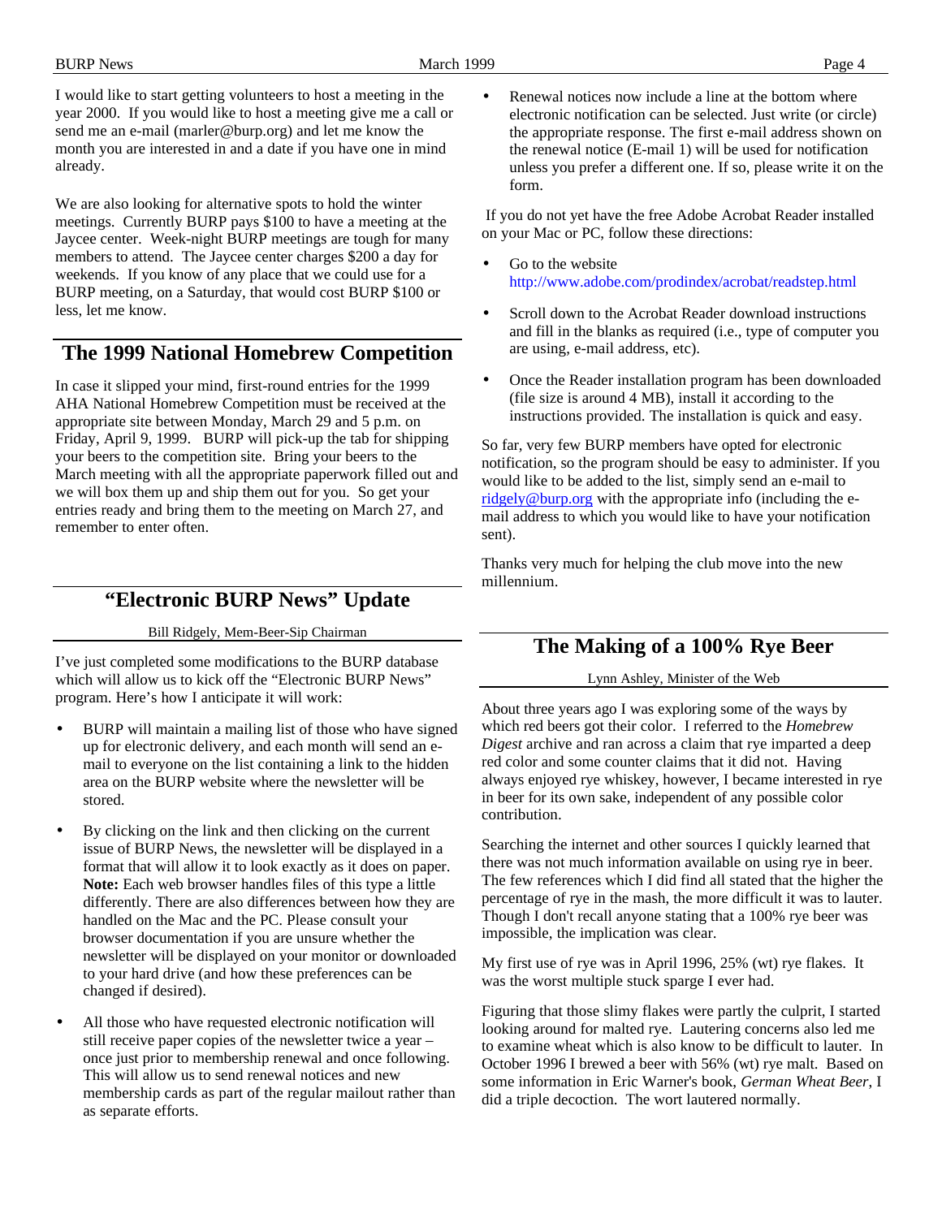I would like to start getting volunteers to host a meeting in the year 2000. If you would like to host a meeting give me a call or send me an e-mail (marler@burp.org) and let me know the month you are interested in and a date if you have one in mind already.

We are also looking for alternative spots to hold the winter meetings. Currently BURP pays $100 to have a meeting at the Jaycee center. Week-night BURP meetings are tough for many members to attend. The Jaycee center charges $200 a day for weekends. If you know of any place that we could use for a BURP meeting, on a Saturday, that would cost BURP $100 or less, let me know.

## The 1999 National Homebrew Competition

In case it slipped your mind, first-round entries for the 1999 AHA National Homebrew Competition must be received at the appropriate site between Monday, March 29 and 5 p.m. on Friday, April 9, 1999. BURP will pick-up the tab for shipping your beers to the competition site. Bring your beers to the March meeting with all the appropriate paperwork filled out and we will box them up and ship them out for you. So get your entries ready and bring them to the meeting on March 27, and remember to enter often.

## "Electronic BURP News" Update

Bill Ridgely, Mem-Beer-Sip Chairman

I've just completed some modifications to the BURP database which will allow us to kick off the "Electronic BURP News" program. Here's how I anticipate it will work:

- BURP will maintain a mailing list of those who have signed up for electronic delivery, and each month will send an e-mail to everyone on the list containing a link to the hidden area on the BURP website where the newsletter will be stored.
- By clicking on the link and then clicking on the current issue of BURP News, the newsletter will be displayed in a format that will allow it to look exactly as it does on paper. **Note:** Each web browser handles files of this type a little differently. There are also differences between how they are handled on the Mac and the PC. Please consult your browser documentation if you are unsure whether the newsletter will be displayed on your monitor or downloaded to your hard drive (and how these preferences can be changed if desired).
- All those who have requested electronic notification will still receive paper copies of the newsletter twice a year – once just prior to membership renewal and once following. This will allow us to send renewal notices and new membership cards as part of the regular mailout rather than as separate efforts.
- Renewal notices now include a line at the bottom where electronic notification can be selected. Just write (or circle) the appropriate response. The first e-mail address shown on the renewal notice (E-mail 1) will be used for notification unless you prefer a different one. If so, please write it on the form.

If you do not yet have the free Adobe Acrobat Reader installed on your Mac or PC, follow these directions:

- Go to the website http://www.adobe.com/prodindex/acrobat/readstep.html
- Scroll down to the Acrobat Reader download instructions and fill in the blanks as required (i.e., type of computer you are using, e-mail address, etc).
- Once the Reader installation program has been downloaded (file size is around 4 MB), install it according to the instructions provided. The installation is quick and easy.

So far, very few BURP members have opted for electronic notification, so the program should be easy to administer. If you would like to be added to the list, simply send an e-mail to ridgely@burp.org with the appropriate info (including the e-mail address to which you would like to have your notification sent).

Thanks very much for helping the club move into the new millennium.

## The Making of a 100% Rye Beer

Lynn Ashley, Minister of the Web

About three years ago I was exploring some of the ways by which red beers got their color. I referred to the *Homebrew Digest* archive and ran across a claim that rye imparted a deep red color and some counter claims that it did not. Having always enjoyed rye whiskey, however, I became interested in rye in beer for its own sake, independent of any possible color contribution.

Searching the internet and other sources I quickly learned that there was not much information available on using rye in beer. The few references which I did find all stated that the higher the percentage of rye in the mash, the more difficult it was to lauter. Though I don't recall anyone stating that a 100% rye beer was impossible, the implication was clear.

My first use of rye was in April 1996, 25% (wt) rye flakes. It was the worst multiple stuck sparge I ever had.

Figuring that those slimy flakes were partly the culprit, I started looking around for malted rye. Lautering concerns also led me to examine wheat which is also know to be difficult to lauter. In October 1996 I brewed a beer with 56% (wt) rye malt. Based on some information in Eric Warner's book, *German Wheat Beer*, I did a triple decoction. The wort lautered normally.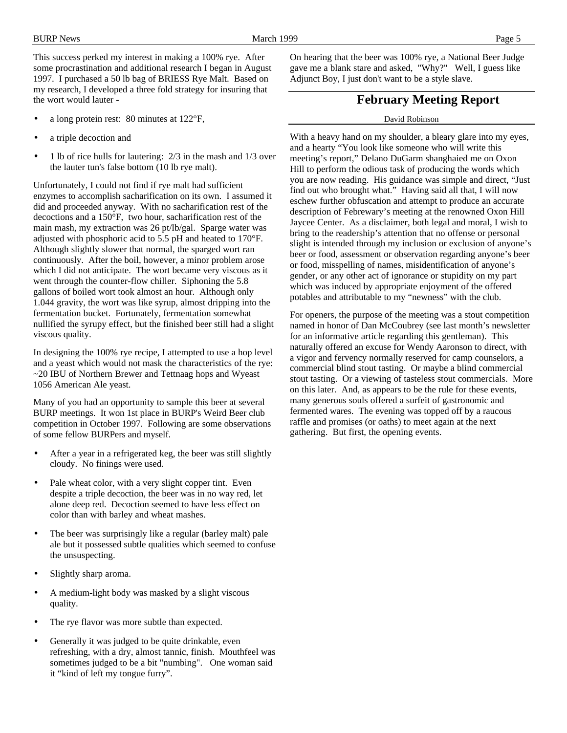This success perked my interest in making a 100% rye. After some procrastination and additional research I began in August 1997. I purchased a 50 lb bag of BRIESS Rye Malt. Based on my research, I developed a three fold strategy for insuring that the wort would lauter -

- a long protein rest: 80 minutes at 122°F,
- a triple decoction and
- 1 lb of rice hulls for lautering: 2/3 in the mash and 1/3 over the lauter tun's false bottom (10 lb rye malt).

Unfortunately, I could not find if rye malt had sufficient enzymes to accomplish sacharification on its own. I assumed it did and proceeded anyway. With no sacharification rest of the decoctions and a 150°F, two hour, sacharification rest of the main mash, my extraction was 26 pt/lb/gal. Sparge water was adjusted with phosphoric acid to 5.5 pH and heated to 170°F. Although slightly slower that normal, the sparged wort ran continuously. After the boil, however, a minor problem arose which I did not anticipate. The wort became very viscous as it went through the counter-flow chiller. Siphoning the 5.8 gallons of boiled wort took almost an hour. Although only 1.044 gravity, the wort was like syrup, almost dripping into the fermentation bucket. Fortunately, fermentation somewhat nullified the syrupy effect, but the finished beer still had a slight viscous quality.

In designing the 100% rye recipe, I attempted to use a hop level and a yeast which would not mask the characteristics of the rye: ~20 IBU of Northern Brewer and Tettnaag hops and Wyeast 1056 American Ale yeast.

Many of you had an opportunity to sample this beer at several BURP meetings. It won 1st place in BURP's Weird Beer club competition in October 1997. Following are some observations of some fellow BURPers and myself.

- After a year in a refrigerated keg, the beer was still slightly cloudy. No finings were used.
- Pale wheat color, with a very slight copper tint. Even despite a triple decoction, the beer was in no way red, let alone deep red. Decoction seemed to have less effect on color than with barley and wheat mashes.
- The beer was surprisingly like a regular (barley malt) pale ale but it possessed subtle qualities which seemed to confuse the unsuspecting.
- Slightly sharp aroma.
- A medium-light body was masked by a slight viscous quality.
- The rye flavor was more subtle than expected.
- Generally it was judged to be quite drinkable, even refreshing, with a dry, almost tannic, finish. Mouthfeel was sometimes judged to be a bit "numbing". One woman said it "kind of left my tongue furry".

On hearing that the beer was 100% rye, a National Beer Judge gave me a blank stare and asked, "Why?" Well, I guess like Adjunct Boy, I just don't want to be a style slave.

## February Meeting Report

David Robinson

With a heavy hand on my shoulder, a bleary glare into my eyes, and a hearty "You look like someone who will write this meeting's report," Delano DuGarm shanghaied me on Oxon Hill to perform the odious task of producing the words which you are now reading. His guidance was simple and direct, "Just find out who brought what." Having said all that, I will now eschew further obfuscation and attempt to produce an accurate description of Febrewary's meeting at the renowned Oxon Hill Jaycee Center. As a disclaimer, both legal and moral, I wish to bring to the readership's attention that no offense or personal slight is intended through my inclusion or exclusion of anyone's beer or food, assessment or observation regarding anyone's beer or food, misspelling of names, misidentification of anyone's gender, or any other act of ignorance or stupidity on my part which was induced by appropriate enjoyment of the offered potables and attributable to my "newness" with the club.

For openers, the purpose of the meeting was a stout competition named in honor of Dan McCoubrey (see last month's newsletter for an informative article regarding this gentleman). This naturally offered an excuse for Wendy Aaronson to direct, with a vigor and fervency normally reserved for camp counselors, a commercial blind stout tasting. Or maybe a blind commercial stout tasting. Or a viewing of tasteless stout commercials. More on this later. And, as appears to be the rule for these events, many generous souls offered a surfeit of gastronomic and fermented wares. The evening was topped off by a raucous raffle and promises (or oaths) to meet again at the next gathering. But first, the opening events.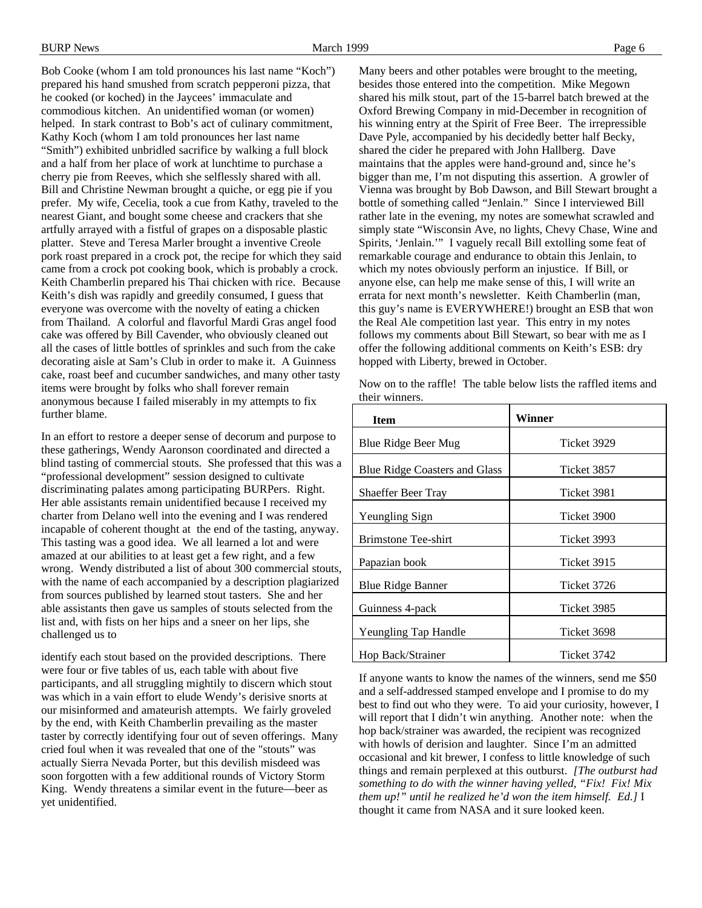Bob Cooke (whom I am told pronounces his last name "Koch") prepared his hand smushed from scratch pepperoni pizza, that he cooked (or koched) in the Jaycees' immaculate and commodious kitchen. An unidentified woman (or women) helped. In stark contrast to Bob's act of culinary commitment, Kathy Koch (whom I am told pronounces her last name "Smith") exhibited unbridled sacrifice by walking a full block and a half from her place of work at lunchtime to purchase a cherry pie from Reeves, which she selflessly shared with all. Bill and Christine Newman brought a quiche, or egg pie if you prefer. My wife, Cecelia, took a cue from Kathy, traveled to the nearest Giant, and bought some cheese and crackers that she artfully arrayed with a fistful of grapes on a disposable plastic platter. Steve and Teresa Marler brought a inventive Creole pork roast prepared in a crock pot, the recipe for which they said came from a crock pot cooking book, which is probably a crock. Keith Chamberlin prepared his Thai chicken with rice. Because Keith's dish was rapidly and greedily consumed, I guess that everyone was overcome with the novelty of eating a chicken from Thailand. A colorful and flavorful Mardi Gras angel food cake was offered by Bill Cavender, who obviously cleaned out all the cases of little bottles of sprinkles and such from the cake decorating aisle at Sam's Club in order to make it. A Guinness cake, roast beef and cucumber sandwiches, and many other tasty items were brought by folks who shall forever remain anonymous because I failed miserably in my attempts to fix further blame.

In an effort to restore a deeper sense of decorum and purpose to these gatherings, Wendy Aaronson coordinated and directed a blind tasting of commercial stouts. She professed that this was a "professional development" session designed to cultivate discriminating palates among participating BURPers. Right. Her able assistants remain unidentified because I received my charter from Delano well into the evening and I was rendered incapable of coherent thought at the end of the tasting, anyway. This tasting was a good idea. We all learned a lot and were amazed at our abilities to at least get a few right, and a few wrong. Wendy distributed a list of about 300 commercial stouts, with the name of each accompanied by a description plagiarized from sources published by learned stout tasters. She and her able assistants then gave us samples of stouts selected from the list and, with fists on her hips and a sneer on her lips, she challenged us to identify each stout based on the provided descriptions. There were four or five tables of us, each table with about five participants, and all struggling mightily to discern which stout was which in a vain effort to elude Wendy's derisive snorts at our misinformed and amateurish attempts. We fairly groveled by the end, with Keith Chamberlin prevailing as the master taster by correctly identifying four out of seven offerings. Many cried foul when it was revealed that one of the "stouts" was actually Sierra Nevada Porter, but this devilish misdeed was soon forgotten with a few additional rounds of Victory Storm King. Wendy threatens a similar event in the future—beer as yet unidentified.

Many beers and other potables were brought to the meeting, besides those entered into the competition. Mike Megown shared his milk stout, part of the 15-barrel batch brewed at the Oxford Brewing Company in mid-December in recognition of his winning entry at the Spirit of Free Beer. The irrepressible Dave Pyle, accompanied by his decidedly better half Becky, shared the cider he prepared with John Hallberg. Dave maintains that the apples were hand-ground and, since he's bigger than me, I'm not disputing this assertion. A growler of Vienna was brought by Bob Dawson, and Bill Stewart brought a bottle of something called "Jenlain." Since I interviewed Bill rather late in the evening, my notes are somewhat scrawled and simply state "Wisconsin Ave, no lights, Chevy Chase, Wine and Spirits, 'Jenlain.'" I vaguely recall Bill extolling some feat of remarkable courage and endurance to obtain this Jenlain, to which my notes obviously perform an injustice. If Bill, or anyone else, can help me make sense of this, I will write an errata for next month's newsletter. Keith Chamberlin (man, this guy's name is EVERYWHERE!) brought an ESB that won the Real Ale competition last year. This entry in my notes follows my comments about Bill Stewart, so bear with me as I offer the following additional comments on Keith's ESB: dry hopped with Liberty, brewed in October.

Now on to the raffle! The table below lists the raffled items and their winners.

| Item | Winner |
|---|---|
| Blue Ridge Beer Mug | Ticket 3929 |
| Blue Ridge Coasters and Glass | Ticket 3857 |
| Shaeffer Beer Tray | Ticket 3981 |
| Yeungling Sign | Ticket 3900 |
| Brimstone Tee-shirt | Ticket 3993 |
| Papazian book | Ticket 3915 |
| Blue Ridge Banner | Ticket 3726 |
| Guinness 4-pack | Ticket 3985 |
| Yeungling Tap Handle | Ticket 3698 |
| Hop Back/Strainer | Ticket 3742 |

If anyone wants to know the names of the winners, send me $50 and a self-addressed stamped envelope and I promise to do my best to find out who they were. To aid your curiosity, however, I will report that I didn't win anything. Another note: when the hop back/strainer was awarded, the recipient was recognized with howls of derision and laughter. Since I'm an admitted occasional and kit brewer, I confess to little knowledge of such things and remain perplexed at this outburst. *[The outburst had something to do with the winner having yelled, "Fix! Fix! Mix them up!" until he realized he'd won the item himself. Ed.]* I thought it came from NASA and it sure looked keen.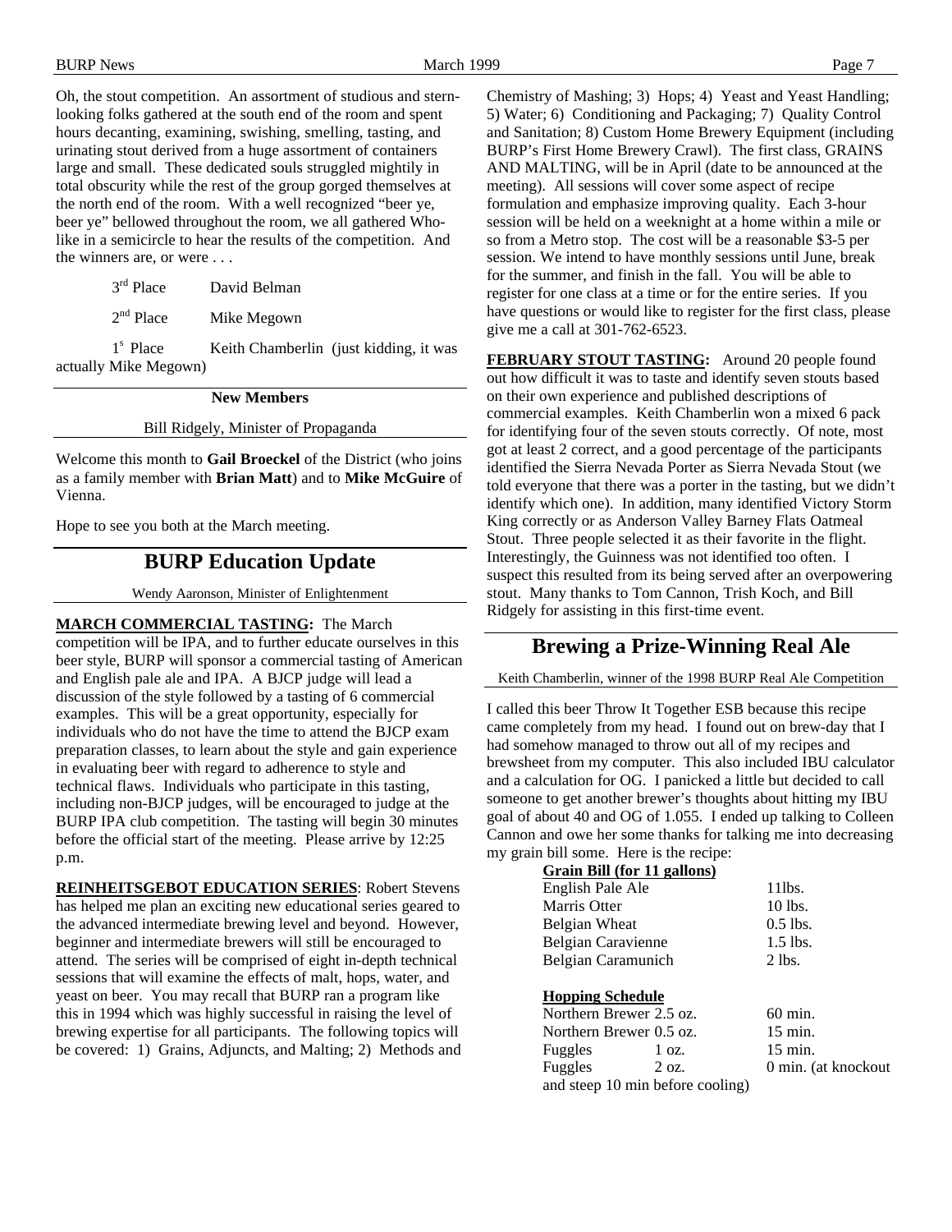Oh, the stout competition. An assortment of studious and stern-looking folks gathered at the south end of the room and spent hours decanting, examining, swishing, smelling, tasting, and urinating stout derived from a huge assortment of containers large and small. These dedicated souls struggled mightily in total obscurity while the rest of the group gorged themselves at the north end of the room. With a well recognized "beer ye, beer ye" bellowed throughout the room, we all gathered Who-like in a semicircle to hear the results of the competition. And the winners are, or were . . .

| | |
|---|---|
| 3rd Place | David Belman |
| 2nd Place | Mike Megown |
| 1s Place | Keith Chamberlin (just kidding, it was actually Mike Megown) |

## New Members

Bill Ridgely, Minister of Propaganda

Welcome this month to **Gail Broeckel** of the District (who joins as a family member with **Brian Matt**) and to **Mike McGuire** of Vienna.

Hope to see you both at the March meeting.

## BURP Education Update

Wendy Aaronson, Minister of Enlightenment

**MARCH COMMERCIAL TASTING:** The March competition will be IPA, and to further educate ourselves in this beer style, BURP will sponsor a commercial tasting of American and English pale ale and IPA. A BJCP judge will lead a discussion of the style followed by a tasting of 6 commercial examples. This will be a great opportunity, especially for individuals who do not have the time to attend the BJCP exam preparation classes, to learn about the style and gain experience in evaluating beer with regard to adherence to style and technical flaws. Individuals who participate in this tasting, including non-BJCP judges, will be encouraged to judge at the BURP IPA club competition. The tasting will begin 30 minutes before the official start of the meeting. Please arrive by 12:25 p.m.

**REINHEITSGEBOT EDUCATION SERIES**: Robert Stevens has helped me plan an exciting new educational series geared to the advanced intermediate brewing level and beyond. However, beginner and intermediate brewers will still be encouraged to attend. The series will be comprised of eight in-depth technical sessions that will examine the effects of malt, hops, water, and yeast on beer. You may recall that BURP ran a program like this in 1994 which was highly successful in raising the level of brewing expertise for all participants. The following topics will be covered: 1) Grains, Adjuncts, and Malting; 2) Methods and Chemistry of Mashing; 3) Hops; 4) Yeast and Yeast Handling; 5) Water; 6) Conditioning and Packaging; 7) Quality Control and Sanitation; 8) Custom Home Brewery Equipment (including BURP's First Home Brewery Crawl). The first class, GRAINS AND MALTING, will be in April (date to be announced at the meeting). All sessions will cover some aspect of recipe formulation and emphasize improving quality. Each 3-hour session will be held on a weeknight at a home within a mile or so from a Metro stop. The cost will be a reasonable $3-5 per session. We intend to have monthly sessions until June, break for the summer, and finish in the fall. You will be able to register for one class at a time or for the entire series. If you have questions or would like to register for the first class, please give me a call at 301-762-6523.

**FEBRUARY STOUT TASTING:** Around 20 people found out how difficult it was to taste and identify seven stouts based on their own experience and published descriptions of commercial examples. Keith Chamberlin won a mixed 6 pack for identifying four of the seven stouts correctly. Of note, most got at least 2 correct, and a good percentage of the participants identified the Sierra Nevada Porter as Sierra Nevada Stout (we told everyone that there was a porter in the tasting, but we didn't identify which one). In addition, many identified Victory Storm King correctly or as Anderson Valley Barney Flats Oatmeal Stout. Three people selected it as their favorite in the flight. Interestingly, the Guinness was not identified too often. I suspect this resulted from its being served after an overpowering stout. Many thanks to Tom Cannon, Trish Koch, and Bill Ridgely for assisting in this first-time event.

## Brewing a Prize-Winning Real Ale

Keith Chamberlin, winner of the 1998 BURP Real Ale Competition

I called this beer Throw It Together ESB because this recipe came completely from my head. I found out on brew-day that I had somehow managed to throw out all of my recipes and brewsheet from my computer. This also included IBU calculator and a calculation for OG. I panicked a little but decided to call someone to get another brewer's thoughts about hitting my IBU goal of about 40 and OG of 1.055. I ended up talking to Colleen Cannon and owe her some thanks for talking me into decreasing my grain bill some. Here is the recipe:

**Grain Bill (for 11 gallons)**

| | |
|---|---|
| English Pale Ale | 11lbs. |
| Marris Otter | 10 lbs. |
| Belgian Wheat | 0.5 lbs. |
| Belgian Caravienne | 1.5 lbs. |
| Belgian Caramunich | 2 lbs. |

**Hopping Schedule**

| | | |
|---|---|---|
| Northern Brewer | 2.5 oz. | 60 min. |
| Northern Brewer | 0.5 oz. | 15 min. |
| Fuggles | 1 oz. | 15 min. |
| Fuggles | 2 oz. | 0 min. (at knockout and steep 10 min before cooling) |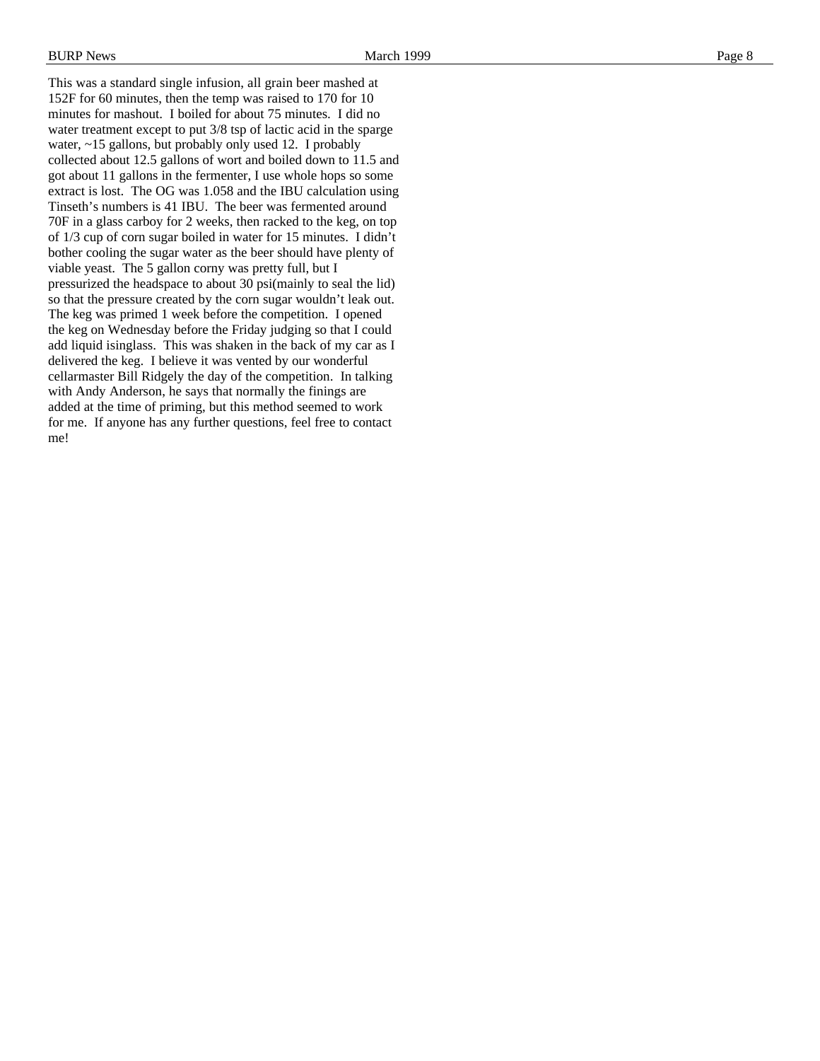This was a standard single infusion, all grain beer mashed at 152F for 60 minutes, then the temp was raised to 170 for 10 minutes for mashout. I boiled for about 75 minutes. I did no water treatment except to put 3/8 tsp of lactic acid in the sparge water, ~15 gallons, but probably only used 12. I probably collected about 12.5 gallons of wort and boiled down to 11.5 and got about 11 gallons in the fermenter, I use whole hops so some extract is lost. The OG was 1.058 and the IBU calculation using Tinseth's numbers is 41 IBU. The beer was fermented around 70F in a glass carboy for 2 weeks, then racked to the keg, on top of 1/3 cup of corn sugar boiled in water for 15 minutes. I didn't bother cooling the sugar water as the beer should have plenty of viable yeast. The 5 gallon corny was pretty full, but I pressurized the headspace to about 30 psi(mainly to seal the lid) so that the pressure created by the corn sugar wouldn't leak out. The keg was primed 1 week before the competition. I opened the keg on Wednesday before the Friday judging so that I could add liquid isinglass. This was shaken in the back of my car as I delivered the keg. I believe it was vented by our wonderful cellarmaster Bill Ridgely the day of the competition. In talking with Andy Anderson, he says that normally the finings are added at the time of priming, but this method seemed to work for me. If anyone has any further questions, feel free to contact me!